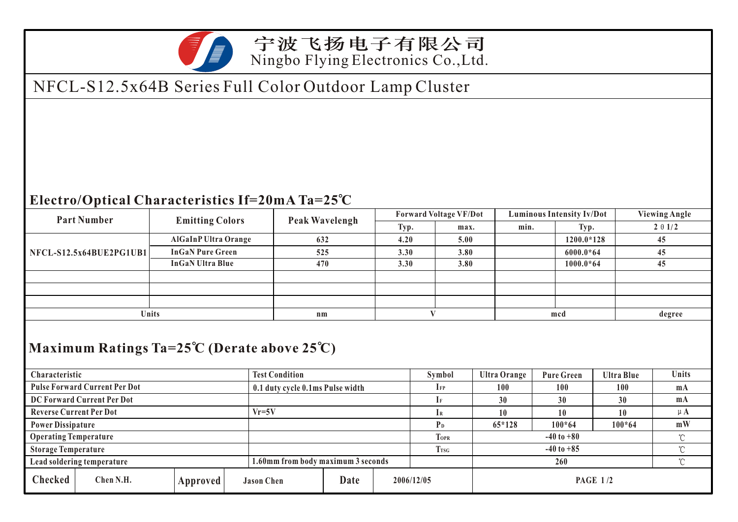# 宁波飞扬电子有限公司
Ningbo Flying Electronics Co.,Ltd.

## NFCL-S12.5x64B Series Full Color Outdoor Lamp Cluster

## Electro/Optical Characteristics If=20mA Ta=25℃

| Part Number | Emitting Colors | Peak Wavelengh | Forward Voltage VF/Dot | | Luminous Intensity Iv/Dot | | Viewing Angle |
|---|---|---|---|---|---|---|---|
| | | | Typ. | max. | min. | Typ. | 2θ1/2 |
| NFCL-S12.5x64BUE2PG1UB1 | AlGaInP Ultra Orange | 632 | 4.20 | 5.00 | | 1200.0*128 | 45 |
| | InGaN Pure Green | 525 | 3.30 | 3.80 | | 6000.0*64 | 45 |
| | InGaN Ultra Blue | 470 | 3.30 | 3.80 | | 1000.0*64 | 45 |
| | | | | | | | |
| | | | | | | | |
| | | | | | | | |
| Units | | nm | V | | mcd | | degree |

## Maximum Ratings Ta=25℃ (Derate above 25℃)

| Characteristic | Test Condition | Symbol | Ultra Orange | Pure Green | Ultra Blue | Units |
|---|---|---|---|---|---|---|
| Pulse Forward Current Per Dot | 0.1 duty cycle 0.1ms Pulse width | $I_{FP}$ | 100 | 100 | 100 | mA |
| DC Forward Current Per Dot | | $I_F$ | 30 | 30 | 30 | mA |
| Reverse Current Per Dot | Vr=5V | $I_R$ | 10 | 10 | 10 | μA |
| Power Dissipature | | $P_D$ | 65*128 | 100*64 | 100*64 | mW |
| Operating Temperature | | $T_{OPR}$ | -40 to +80 | | | ℃ |
| Storage Temperature | | $T_{TSG}$ | -40 to +85 | | | ℃ |
| Lead soldering temperature | 1.60mm from body maximum 3 seconds | | 260 | | | ℃ |

| Checked | Chen N.H. | Approved | Jason Chen | Date | 2006/12/05 | PAGE 1/2 |
|---|---|---|---|---|---|---|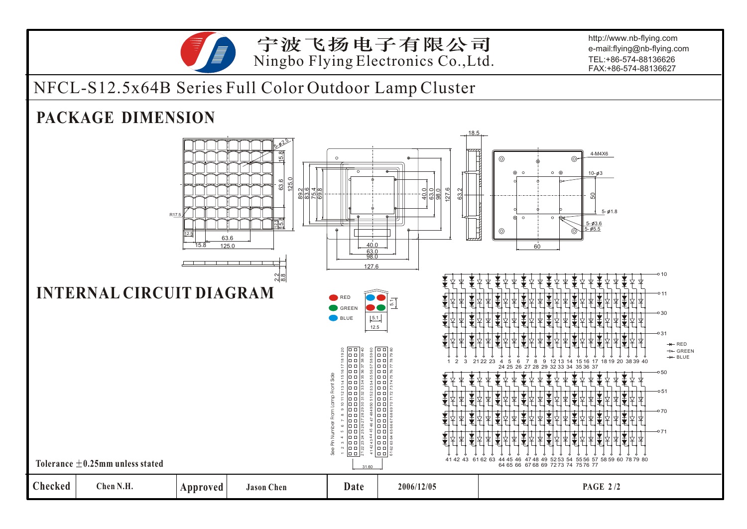宁波飞扬电子有限公司
Ningbo Flying Electronics Co.,Ltd.

http://www.nb-flying.com
e-mail:flying@nb-flying.com
TEL:+86-574-88136626
FAX:+86-574-88136627

# NFCL-S12.5x64B Series Full Color Outdoor Lamp Cluster

## PACKAGE DIMENSION

5-ø2.5
15.8
63.6
125.0
R17.5
12.5
15.8
12.5
15.8
63.6
125.0
2.2
8.8

89.2
83.6
75.4
69.8
40.0
63.0
98.0
127.6
40.0
63.0
98.0
127.6

18.5
63.2

4-M4X6
10-ø3
50
5-ø1.8
5-ø3.6
5-ø5.5
60

## INTERNAL CIRCUIT DIAGRAM

RED
GREEN
BLUE
5.1
5.1
12.5

See Pin Number From Lamp Front Side
31.60

10
11
30
31
1 2 3 21 22 23 4 5 6 7 8 9 12 13 14 15 16 17 18 19 20 38 39 40
24 25 26 27 28 29 32 33 34 35 36 37
RED
GREEN
BLUE
50
51
70
71
41 42 43 61 62 63 44 45 46 47 48 49 52 53 54 55 56 57 58 59 60 78 79 80
64 65 66 67 68 69 72 73 74 75 76 77

Tolerance ±0.25mm unless stated

| Checked | Chen N.H. | Approved | Jason Chen | Date | 2006/12/05 | PAGE 2/2 |
|---|---|---|---|---|---|---|